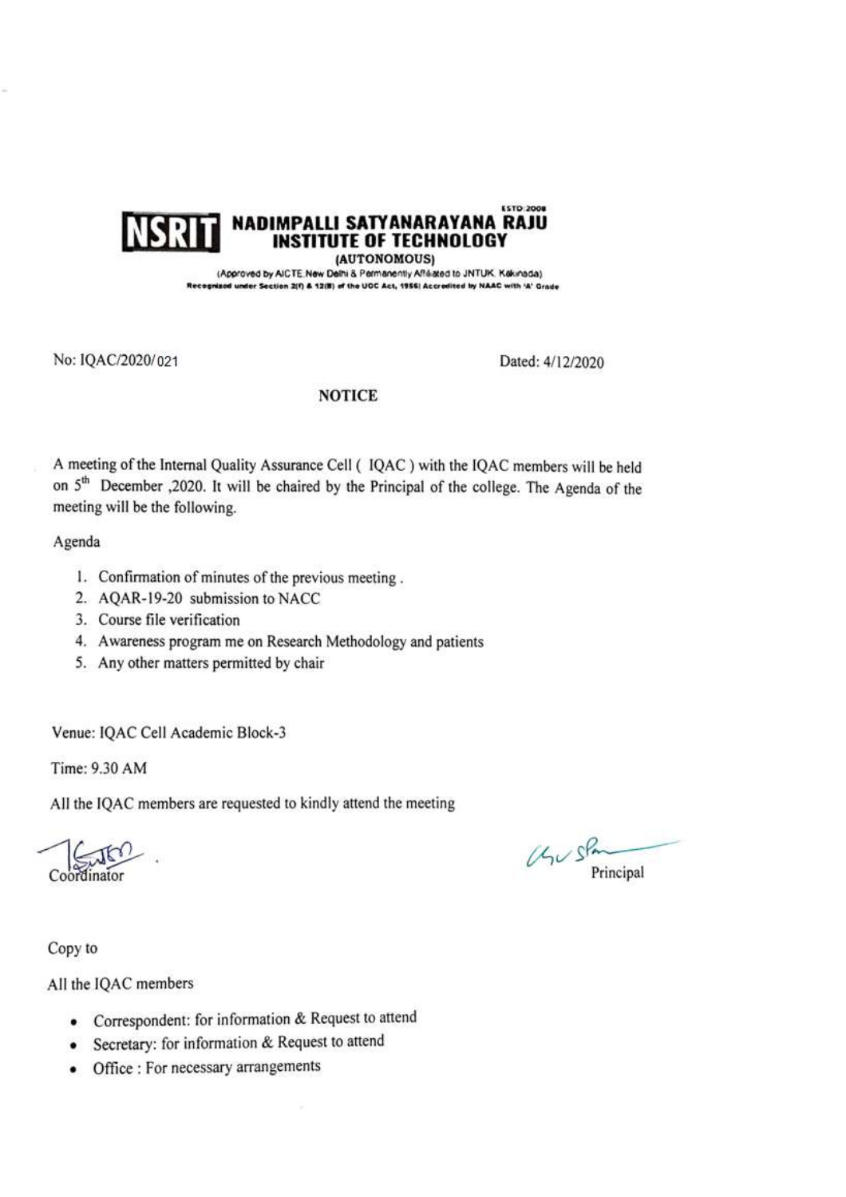ESTD:2008

# NSRIT NADIMPALLI SATYANARAYANA RAJU INSTITUTE OF TECHNOLOGY

**(AUTONOMOUS)**

(Approved by AICTE New Delhi & Permanently Affiliated to JNTUK Kakinada)

Recognized under Section 2(f) & 12(B) of the UGC Act, 1956| Accredited by NAAC with 'A' Grade

No: IQAC/2020/021 Dated: 4/12/2020

## NOTICE

A meeting of the Internal Quality Assurance Cell ( IQAC ) with the IQAC members will be held on 5th December ,2020. It will be chaired by the Principal of the college. The Agenda of the meeting will be the following.

Agenda

1. Confirmation of minutes of the previous meeting .
2. AQAR-19-20 submission to NACC
3. Course file verification
4. Awareness program me on Research Methodology and patients
5. Any other matters permitted by chair

Venue: IQAC Cell Academic Block-3

Time: 9.30 AM

All the IQAC members are requested to kindly attend the meeting

Coordinator Principal

Copy to

All the IQAC members

- Correspondent: for information & Request to attend
- Secretary: for information & Request to attend
- Office : For necessary arrangements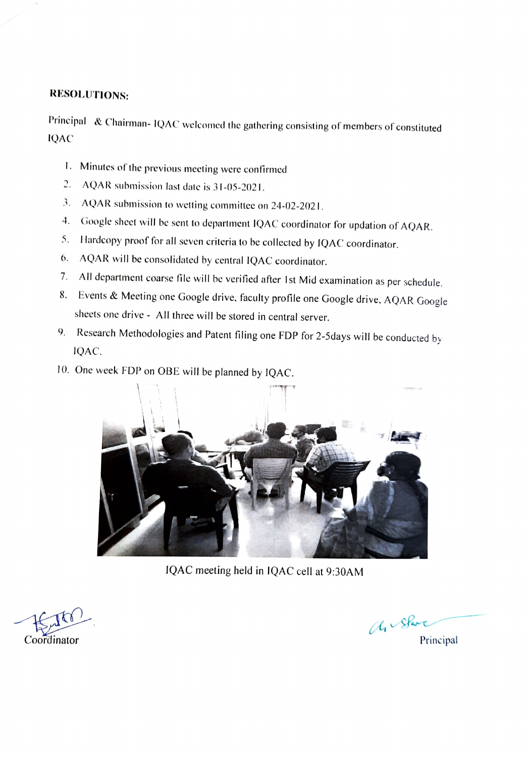**RESOLUTIONS:**

Principal & Chairman- IQAC welcomed the gathering consisting of members of constituted IQAC

1. Minutes of the previous meeting were confirmed
2. AQAR submission last date is 31-05-2021.
3. AQAR submission to wetting committee on 24-02-2021.
4. Google sheet will be sent to department IQAC coordinator for updation of AQAR.
5. Hardcopy proof for all seven criteria to be collected by IQAC coordinator.
6. AQAR will be consolidated by central IQAC coordinator.
7. All department coarse file will be verified after 1st Mid examination as per schedule.
8. Events & Meeting one Google drive, faculty profile one Google drive, AQAR Google sheets one drive - All three will be stored in central server.
9. Research Methodologies and Patent filing one FDP for 2-5days will be conducted by IQAC.
10. One week FDP on OBE will be planned by IQAC.

IQAC meeting held in IQAC cell at 9:30AM

Coordinator

Principal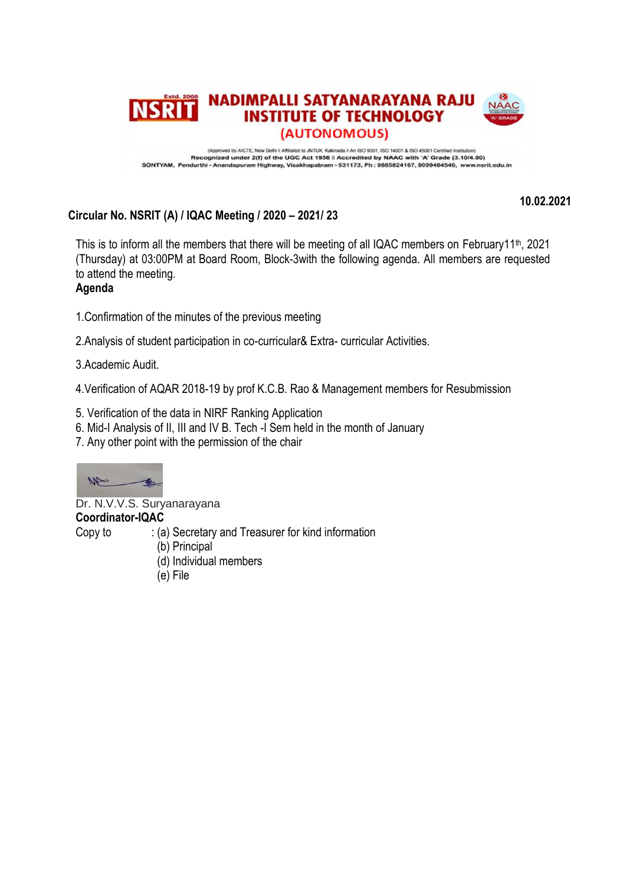# NADIMPALLI SATYANARAYANA RAJU INSTITUTE OF TECHNOLOGY (AUTONOMOUS)

(Approved by AICTE, New Delhi || Affiliated to JNTUK, Kakinada || An ISO 9001, ISO 14001 & ISO 45001 Certified Institution)
Recognized under 2(f) of the UGC Act 1956 || Accredited by NAAC with 'A' Grade (3.10/4.00)
SONTYAM, Pendurthi - Anandapuram Highway, Visakhapatnam - 531173, Ph : 9885824167, 8099464546, www.nsrit.edu.in

**10.02.2021**

**Circular No. NSRIT (A) / IQAC Meeting / 2020 – 2021/ 23**

This is to inform all the members that there will be meeting of all IQAC members on February11th, 2021 (Thursday) at 03:00PM at Board Room, Block-3with the following agenda. All members are requested to attend the meeting.

**Agenda**

1.Confirmation of the minutes of the previous meeting

2.Analysis of student participation in co-curricular& Extra- curricular Activities.

3.Academic Audit.

4.Verification of AQAR 2018-19 by prof K.C.B. Rao & Management members for Resubmission

5. Verification of the data in NIRF Ranking Application
6. Mid-I Analysis of II, III and IV B. Tech -I Sem held in the month of January
7. Any other point with the permission of the chair

Dr. N.V.V.S. Suryanarayana
**Coordinator-IQAC**

Copy to : (a) Secretary and Treasurer for kind information
(b) Principal
(d) Individual members
(e) File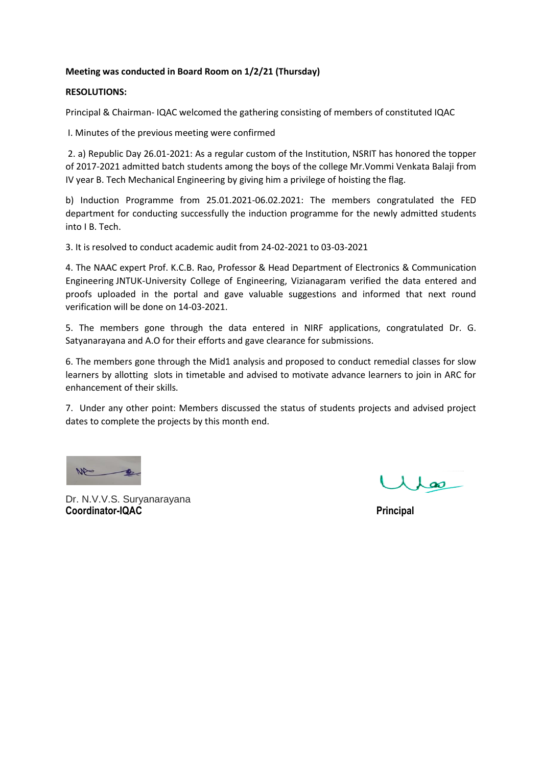**Meeting was conducted in Board Room on 1/2/21 (Thursday)**

**RESOLUTIONS:**

Principal & Chairman- IQAC welcomed the gathering consisting of members of constituted IQAC

I. Minutes of the previous meeting were confirmed

2. a) Republic Day 26.01-2021: As a regular custom of the Institution, NSRIT has honored the topper of 2017-2021 admitted batch students among the boys of the college Mr.Vommi Venkata Balaji from IV year B. Tech Mechanical Engineering by giving him a privilege of hoisting the flag.

b) Induction Programme from 25.01.2021-06.02.2021: The members congratulated the FED department for conducting successfully the induction programme for the newly admitted students into I B. Tech.

3. It is resolved to conduct academic audit from 24-02-2021 to 03-03-2021

4. The NAAC expert Prof. K.C.B. Rao, Professor & Head Department of Electronics & Communication Engineering JNTUK-University College of Engineering, Vizianagaram verified the data entered and proofs uploaded in the portal and gave valuable suggestions and informed that next round verification will be done on 14-03-2021.

5. The members gone through the data entered in NIRF applications, congratulated Dr. G. Satyanarayana and A.O for their efforts and gave clearance for submissions.

6. The members gone through the Mid1 analysis and proposed to conduct remedial classes for slow learners by allotting slots in timetable and advised to motivate advance learners to join in ARC for enhancement of their skills.

7. Under any other point: Members discussed the status of students projects and advised project dates to complete the projects by this month end.

Dr. N.V.V.S. Suryanarayana
**Coordinator-IQAC**

**Principal**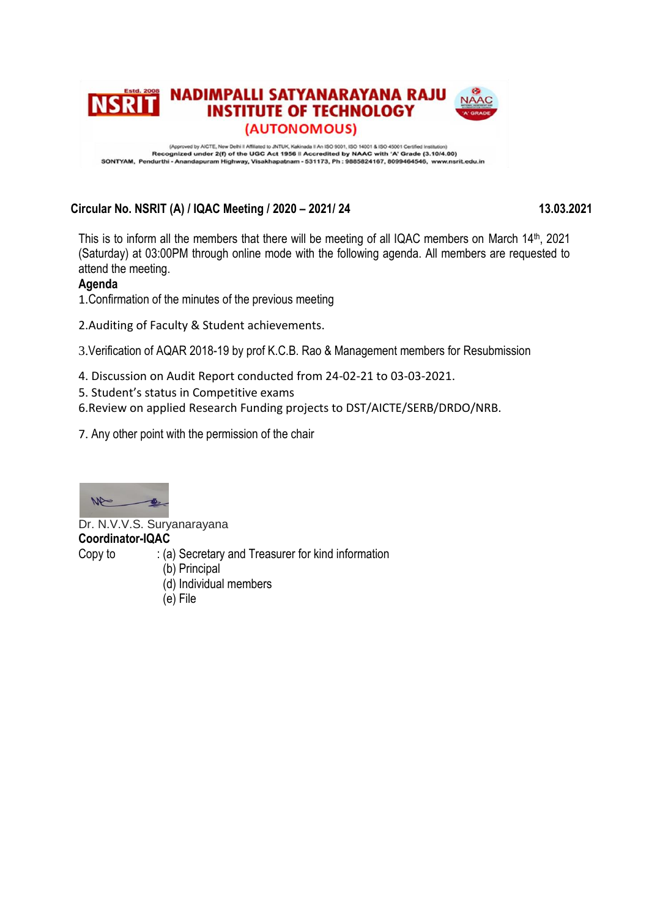# NADIMPALLI SATYANARAYANA RAJU INSTITUTE OF TECHNOLOGY

## (AUTONOMOUS)

(Approved by AICTE, New Delhi || Affiliated to JNTUK, Kakinada || An ISO 9001, ISO 14001 & ISO 45001 Certified Institution)
Recognized under 2(f) of the UGC Act 1956 || Accredited by NAAC with 'A' Grade (3.10/4.00)
SONTYAM, Pendurthi - Anandapuram Highway, Visakhapatnam - 531173, Ph : 9885824167, 8099464546, www.nsrit.edu.in

**Circular No. NSRIT (A) / IQAC Meeting / 2020 – 2021/ 24** **13.03.2021**

This is to inform all the members that there will be meeting of all IQAC members on March 14th, 2021 (Saturday) at 03:00PM through online mode with the following agenda. All members are requested to attend the meeting.

**Agenda**

1.Confirmation of the minutes of the previous meeting

2.Auditing of Faculty & Student achievements.

3.Verification of AQAR 2018-19 by prof K.C.B. Rao & Management members for Resubmission

4. Discussion on Audit Report conducted from 24-02-21 to 03-03-2021.
5. Student's status in Competitive exams
6.Review on applied Research Funding projects to DST/AICTE/SERB/DRDO/NRB.

7. Any other point with the permission of the chair

Dr. N.V.V.S. Suryanarayana
**Coordinator-IQAC**

Copy to : (a) Secretary and Treasurer for kind information
(b) Principal
(d) Individual members
(e) File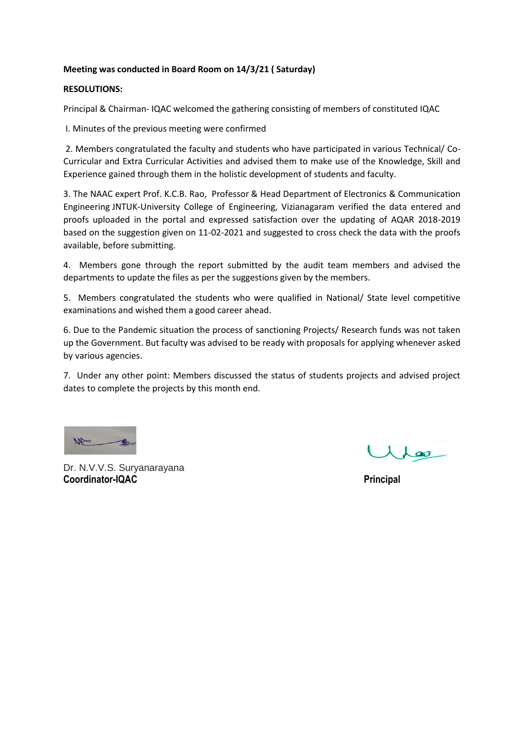**Meeting was conducted in Board Room on 14/3/21 ( Saturday)**

**RESOLUTIONS:**

Principal & Chairman- IQAC welcomed the gathering consisting of members of constituted IQAC

I. Minutes of the previous meeting were confirmed

2. Members congratulated the faculty and students who have participated in various Technical/ Co-Curricular and Extra Curricular Activities and advised them to make use of the Knowledge, Skill and Experience gained through them in the holistic development of students and faculty.

3. The NAAC expert Prof. K.C.B. Rao, Professor & Head Department of Electronics & Communication Engineering JNTUK-University College of Engineering, Vizianagaram verified the data entered and proofs uploaded in the portal and expressed satisfaction over the updating of AQAR 2018-2019 based on the suggestion given on 11-02-2021 and suggested to cross check the data with the proofs available, before submitting.

4. Members gone through the report submitted by the audit team members and advised the departments to update the files as per the suggestions given by the members.

5. Members congratulated the students who were qualified in National/ State level competitive examinations and wished them a good career ahead.

6. Due to the Pandemic situation the process of sanctioning Projects/ Research funds was not taken up the Government. But faculty was advised to be ready with proposals for applying whenever asked by various agencies.

7. Under any other point: Members discussed the status of students projects and advised project dates to complete the projects by this month end.

Dr. N.V.V.S. Suryanarayana
**Coordinator-IQAC**

**Principal**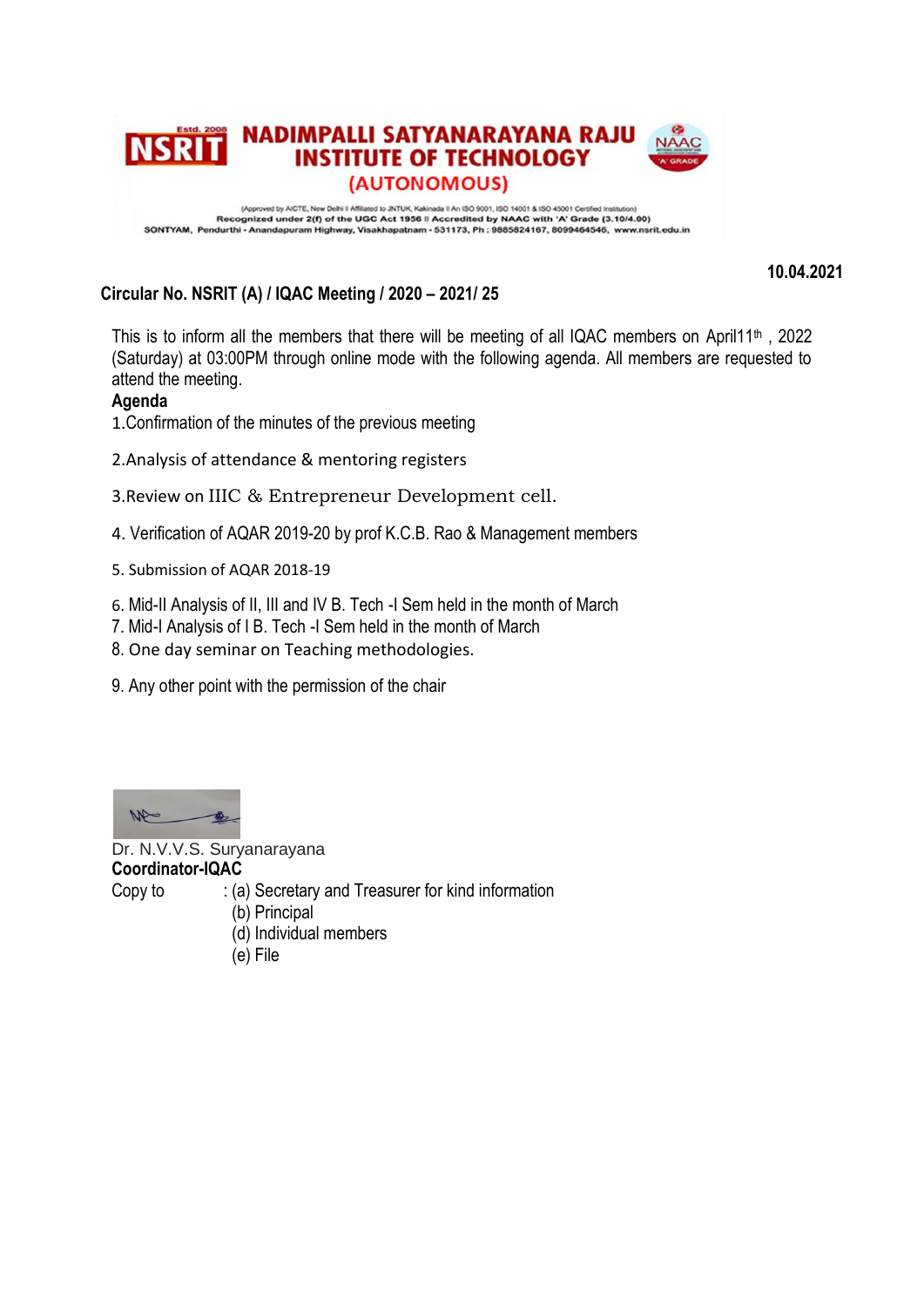# NADIMPALLI SATYANARAYANA RAJU INSTITUTE OF TECHNOLOGY

**(AUTONOMOUS)**

(Approved by AICTE, New Delhi || Affiliated to JNTUK, Kakinada || An ISO 9001, ISO 14001 & ISO 45001 Certified Institution)
**Recognized under 2(f) of the UGC Act 1956 || Accredited by NAAC with 'A' Grade (3.10/4.00)**
**SONTYAM, Pendurthi - Anandapuram Highway, Visakhapatnam - 531173, Ph : 9885824167, 8099464546, www.nsrit.edu.in**

**10.04.2021**

**Circular No. NSRIT (A) / IQAC Meeting / 2020 – 2021/ 25**

This is to inform all the members that there will be meeting of all IQAC members on April11th , 2022 (Saturday) at 03:00PM through online mode with the following agenda. All members are requested to attend the meeting.

**Agenda**

1.Confirmation of the minutes of the previous meeting

2.Analysis of attendance & mentoring registers

3.Review on IIIC & Entrepreneur Development cell.

4. Verification of AQAR 2019-20 by prof K.C.B. Rao & Management members

5. Submission of AQAR 2018-19

6. Mid-II Analysis of II, III and IV B. Tech -I Sem held in the month of March

7. Mid-I Analysis of I B. Tech -I Sem held in the month of March

8. One day seminar on Teaching methodologies.

9. Any other point with the permission of the chair

Dr. N.V.V.S. Suryanarayana
**Coordinator-IQAC**

Copy to : (a) Secretary and Treasurer for kind information
(b) Principal
(d) Individual members
(e) File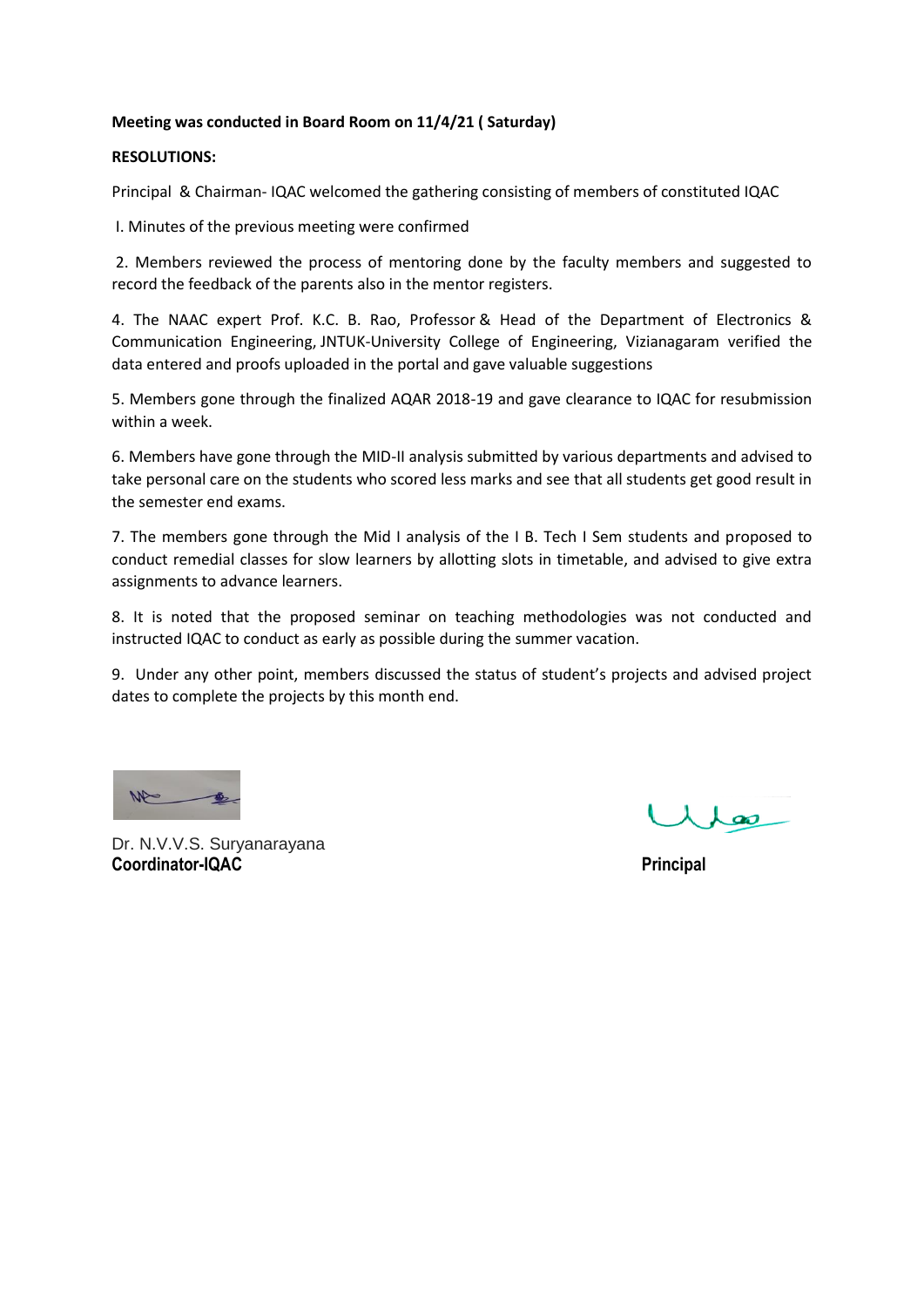**Meeting was conducted in Board Room on 11/4/21 ( Saturday)**

**RESOLUTIONS:**

Principal & Chairman- IQAC welcomed the gathering consisting of members of constituted IQAC

I. Minutes of the previous meeting were confirmed

2. Members reviewed the process of mentoring done by the faculty members and suggested to record the feedback of the parents also in the mentor registers.

4. The NAAC expert Prof. K.C. B. Rao, Professor & Head of the Department of Electronics & Communication Engineering, JNTUK-University College of Engineering, Vizianagaram verified the data entered and proofs uploaded in the portal and gave valuable suggestions

5. Members gone through the finalized AQAR 2018-19 and gave clearance to IQAC for resubmission within a week.

6. Members have gone through the MID-II analysis submitted by various departments and advised to take personal care on the students who scored less marks and see that all students get good result in the semester end exams.

7. The members gone through the Mid I analysis of the I B. Tech I Sem students and proposed to conduct remedial classes for slow learners by allotting slots in timetable, and advised to give extra assignments to advance learners.

8. It is noted that the proposed seminar on teaching methodologies was not conducted and instructed IQAC to conduct as early as possible during the summer vacation.

9. Under any other point, members discussed the status of student's projects and advised project dates to complete the projects by this month end.

Dr. N.V.V.S. Suryanarayana
**Coordinator-IQAC**

**Principal**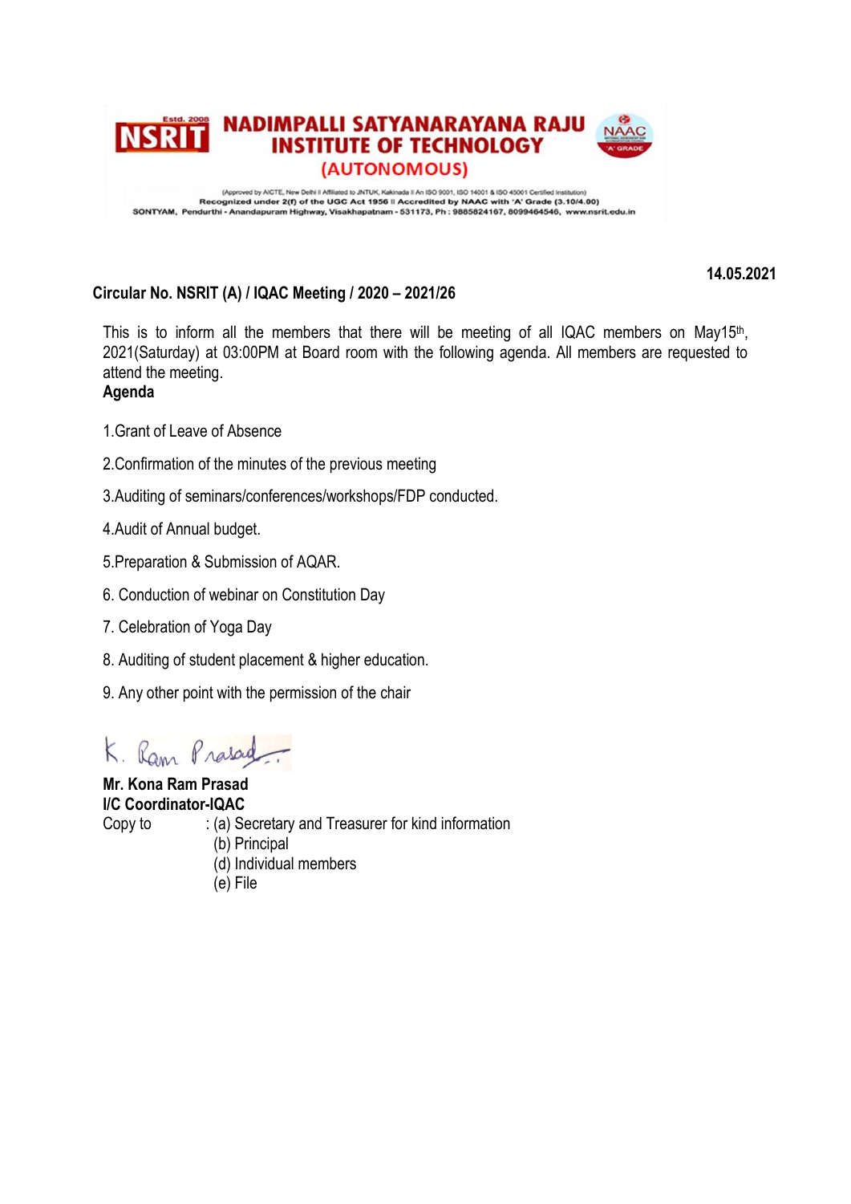# NADIMPALLI SATYANARAYANA RAJU INSTITUTE OF TECHNOLOGY (AUTONOMOUS)

NSRIT Estd. 2008

(Approved by AICTE, New Delhi || Affiliated to JNTUK, Kakinada || An ISO 9001, ISO 14001 & ISO 45001 Certified Institution)
Recognized under 2(f) of the UGC Act 1956 || Accredited by NAAC with 'A' Grade (3.10/4.00)
SONTYAM, Pendurthi - Anandapuram Highway, Visakhapatnam - 531173, Ph : 9885824167, 8099464546, www.nsrit.edu.in

**14.05.2021**

**Circular No. NSRIT (A) / IQAC Meeting / 2020 – 2021/26**

This is to inform all the members that there will be meeting of all IQAC members on May15th, 2021(Saturday) at 03:00PM at Board room with the following agenda. All members are requested to attend the meeting.

**Agenda**

1.Grant of Leave of Absence

2.Confirmation of the minutes of the previous meeting

3.Auditing of seminars/conferences/workshops/FDP conducted.

4.Audit of Annual budget.

5.Preparation & Submission of AQAR.

6. Conduction of webinar on Constitution Day

7. Celebration of Yoga Day

8. Auditing of student placement & higher education.

9. Any other point with the permission of the chair

K. Ram Prasad

**Mr. Kona Ram Prasad**
**I/C Coordinator-IQAC**

Copy to : (a) Secretary and Treasurer for kind information
(b) Principal
(d) Individual members
(e) File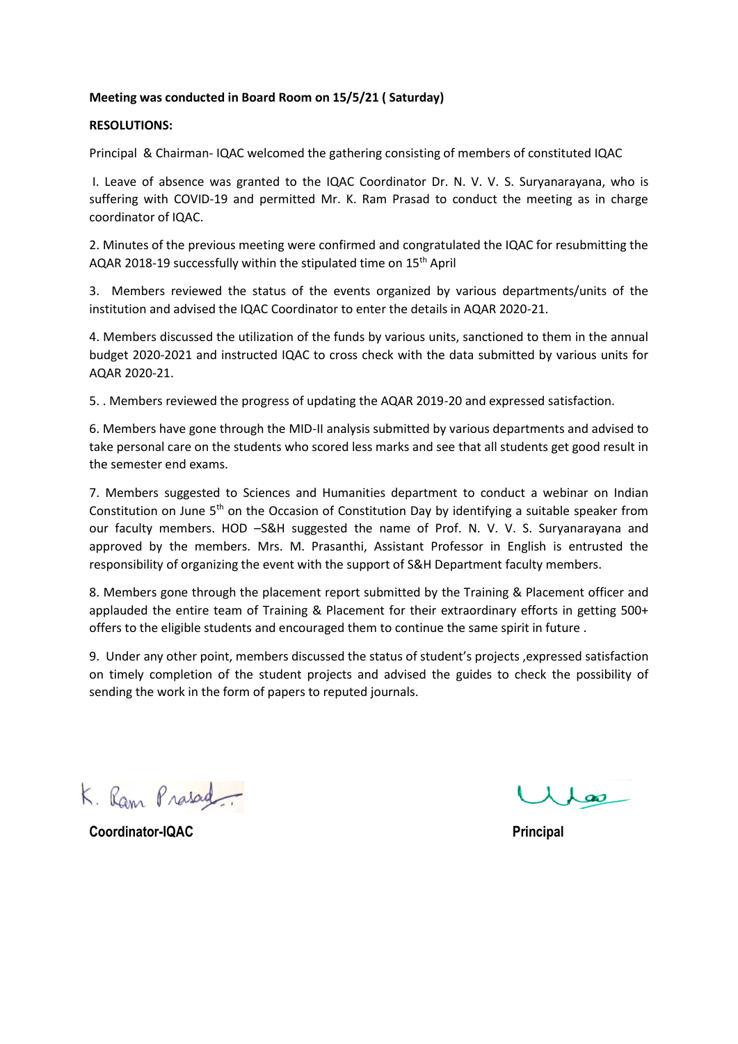**Meeting was conducted in Board Room on 15/5/21 ( Saturday)**

**RESOLUTIONS:**

Principal & Chairman- IQAC welcomed the gathering consisting of members of constituted IQAC

I. Leave of absence was granted to the IQAC Coordinator Dr. N. V. V. S. Suryanarayana, who is suffering with COVID-19 and permitted Mr. K. Ram Prasad to conduct the meeting as in charge coordinator of IQAC.

2. Minutes of the previous meeting were confirmed and congratulated the IQAC for resubmitting the AQAR 2018-19 successfully within the stipulated time on 15th April

3. Members reviewed the status of the events organized by various departments/units of the institution and advised the IQAC Coordinator to enter the details in AQAR 2020-21.

4. Members discussed the utilization of the funds by various units, sanctioned to them in the annual budget 2020-2021 and instructed IQAC to cross check with the data submitted by various units for AQAR 2020-21.

5. . Members reviewed the progress of updating the AQAR 2019-20 and expressed satisfaction.

6. Members have gone through the MID-II analysis submitted by various departments and advised to take personal care on the students who scored less marks and see that all students get good result in the semester end exams.

7. Members suggested to Sciences and Humanities department to conduct a webinar on Indian Constitution on June 5th on the Occasion of Constitution Day by identifying a suitable speaker from our faculty members. HOD –S&H suggested the name of Prof. N. V. V. S. Suryanarayana and approved by the members. Mrs. M. Prasanthi, Assistant Professor in English is entrusted the responsibility of organizing the event with the support of S&H Department faculty members.

8. Members gone through the placement report submitted by the Training & Placement officer and applauded the entire team of Training & Placement for their extraordinary efforts in getting 500+ offers to the eligible students and encouraged them to continue the same spirit in future .

9. Under any other point, members discussed the status of student's projects ,expressed satisfaction on timely completion of the student projects and advised the guides to check the possibility of sending the work in the form of papers to reputed journals.

K. Ram Prasad

**Coordinator-IQAC** **Principal**